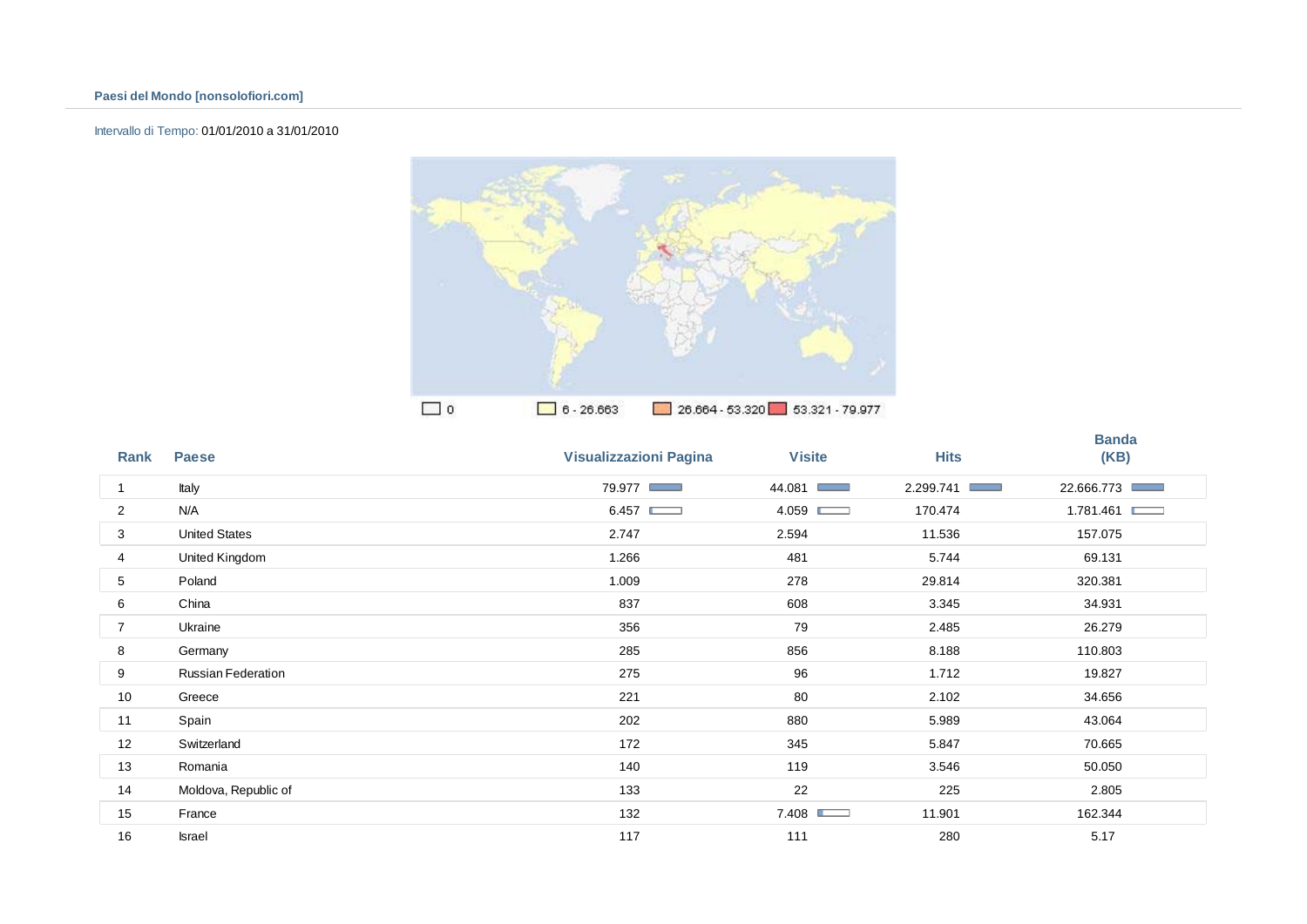**Paesi del Mondo [nonsolofiori.com]**

Intervallo di Tempo: 01/01/2010 a 31/01/2010

0 | 6 - 26.663 | 26.664 - 53.320 | 53.321 - 79.977

| Rank | Paese | Visualizzazioni Pagina | Visite | Hits | Banda (KB) |
|---|---|---|---|---|---|
| 1 | Italy | 79.977 | 44.081 | 2.299.741 | 22.666.773 |
| 2 | N/A | 6.457 | 4.059 | 170.474 | 1.781.461 |
| 3 | United States | 2.747 | 2.594 | 11.536 | 157.075 |
| 4 | United Kingdom | 1.266 | 481 | 5.744 | 69.131 |
| 5 | Poland | 1.009 | 278 | 29.814 | 320.381 |
| 6 | China | 837 | 608 | 3.345 | 34.931 |
| 7 | Ukraine | 356 | 79 | 2.485 | 26.279 |
| 8 | Germany | 285 | 856 | 8.188 | 110.803 |
| 9 | Russian Federation | 275 | 96 | 1.712 | 19.827 |
| 10 | Greece | 221 | 80 | 2.102 | 34.656 |
| 11 | Spain | 202 | 880 | 5.989 | 43.064 |
| 12 | Switzerland | 172 | 345 | 5.847 | 70.665 |
| 13 | Romania | 140 | 119 | 3.546 | 50.050 |
| 14 | Moldova, Republic of | 133 | 22 | 225 | 2.805 |
| 15 | France | 132 | 7.408 | 11.901 | 162.344 |
| 16 | Israel | 117 | 111 | 280 | 5.17 |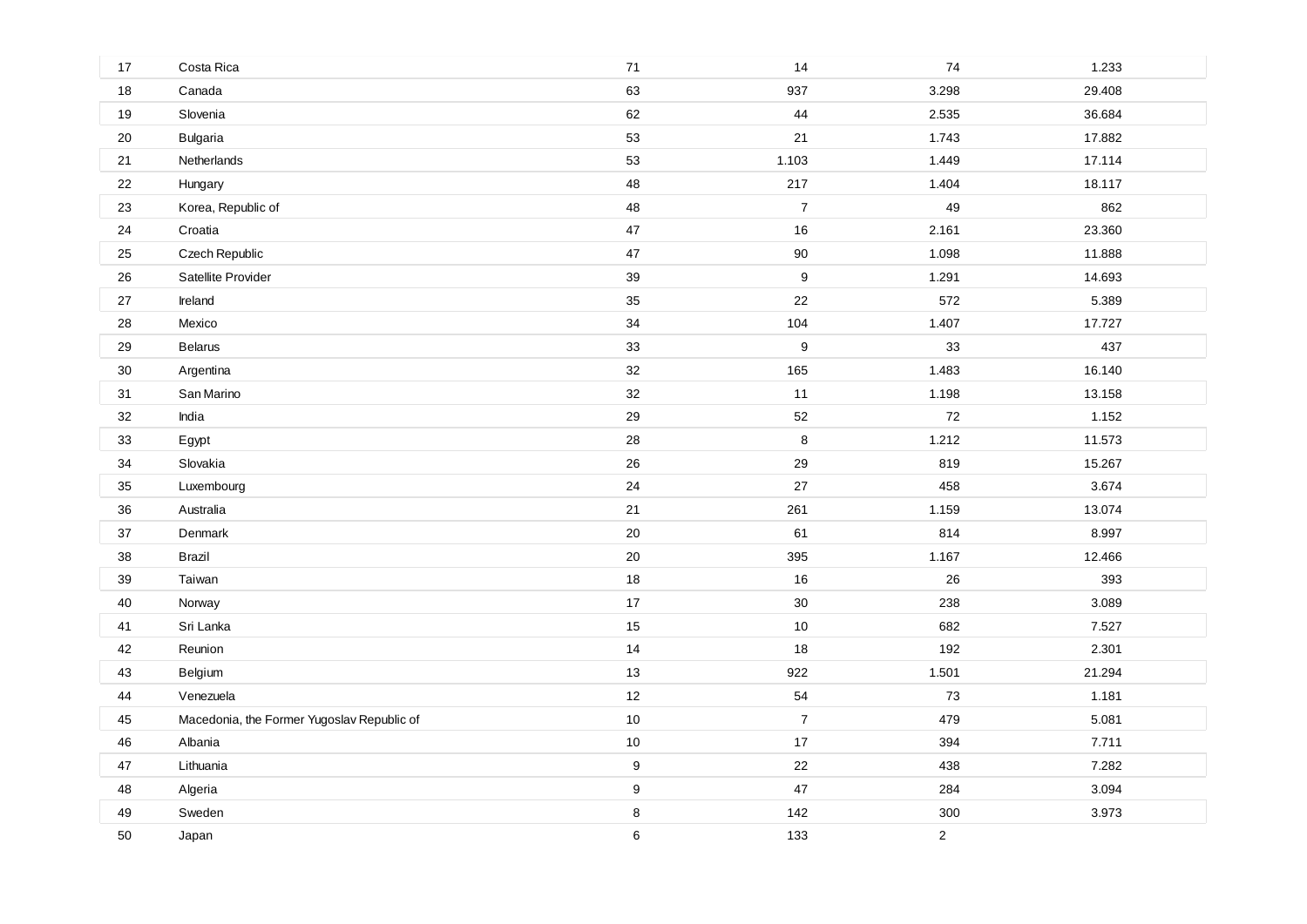| | | | | | |
|---|---|---|---|---|---|
| 17 | Costa Rica | 71 | 14 | 74 | 1.233 |
| 18 | Canada | 63 | 937 | 3.298 | 29.408 |
| 19 | Slovenia | 62 | 44 | 2.535 | 36.684 |
| 20 | Bulgaria | 53 | 21 | 1.743 | 17.882 |
| 21 | Netherlands | 53 | 1.103 | 1.449 | 17.114 |
| 22 | Hungary | 48 | 217 | 1.404 | 18.117 |
| 23 | Korea, Republic of | 48 | 7 | 49 | 862 |
| 24 | Croatia | 47 | 16 | 2.161 | 23.360 |
| 25 | Czech Republic | 47 | 90 | 1.098 | 11.888 |
| 26 | Satellite Provider | 39 | 9 | 1.291 | 14.693 |
| 27 | Ireland | 35 | 22 | 572 | 5.389 |
| 28 | Mexico | 34 | 104 | 1.407 | 17.727 |
| 29 | Belarus | 33 | 9 | 33 | 437 |
| 30 | Argentina | 32 | 165 | 1.483 | 16.140 |
| 31 | San Marino | 32 | 11 | 1.198 | 13.158 |
| 32 | India | 29 | 52 | 72 | 1.152 |
| 33 | Egypt | 28 | 8 | 1.212 | 11.573 |
| 34 | Slovakia | 26 | 29 | 819 | 15.267 |
| 35 | Luxembourg | 24 | 27 | 458 | 3.674 |
| 36 | Australia | 21 | 261 | 1.159 | 13.074 |
| 37 | Denmark | 20 | 61 | 814 | 8.997 |
| 38 | Brazil | 20 | 395 | 1.167 | 12.466 |
| 39 | Taiwan | 18 | 16 | 26 | 393 |
| 40 | Norway | 17 | 30 | 238 | 3.089 |
| 41 | Sri Lanka | 15 | 10 | 682 | 7.527 |
| 42 | Reunion | 14 | 18 | 192 | 2.301 |
| 43 | Belgium | 13 | 922 | 1.501 | 21.294 |
| 44 | Venezuela | 12 | 54 | 73 | 1.181 |
| 45 | Macedonia, the Former Yugoslav Republic of | 10 | 7 | 479 | 5.081 |
| 46 | Albania | 10 | 17 | 394 | 7.711 |
| 47 | Lithuania | 9 | 22 | 438 | 7.282 |
| 48 | Algeria | 9 | 47 | 284 | 3.094 |
| 49 | Sweden | 8 | 142 | 300 | 3.973 |
| 50 | Japan | 6 | 133 | 2 | |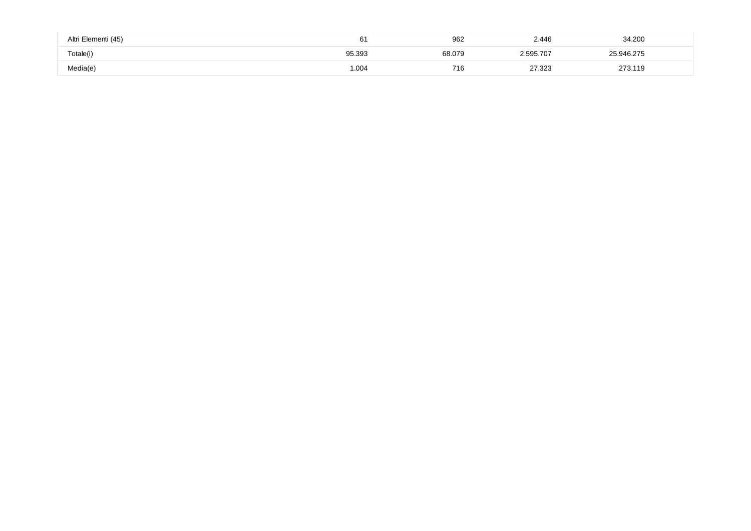| | | | | |
|---|---|---|---|---|
| Altri Elementi (45) | 61 | 962 | 2.446 | 34.200 |
| Totale(i) | 95.393 | 68.079 | 2.595.707 | 25.946.275 |
| Media(e) | 1.004 | 716 | 27.323 | 273.119 |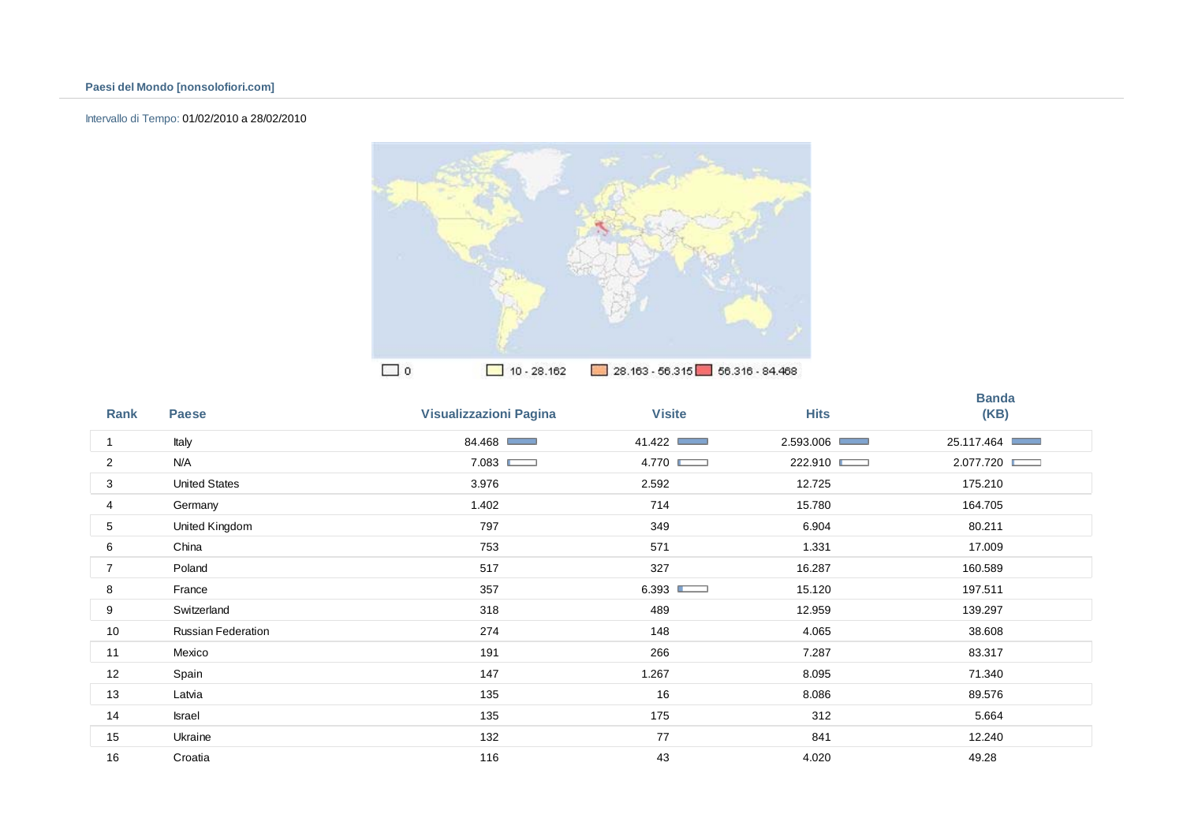**Paesi del Mondo [nonsolofiori.com]**

Intervallo di Tempo: 01/02/2010 a 28/02/2010

0 | 10 - 28.162 | 28.163 - 56.315 | 56.316 - 84.468

| Rank | Paese | Visualizzazioni Pagina | Visite | Hits | Banda (KB) |
|---|---|---|---|---|---|
| 1 | Italy | 84.468 | 41.422 | 2.593.006 | 25.117.464 |
| 2 | N/A | 7.083 | 4.770 | 222.910 | 2.077.720 |
| 3 | United States | 3.976 | 2.592 | 12.725 | 175.210 |
| 4 | Germany | 1.402 | 714 | 15.780 | 164.705 |
| 5 | United Kingdom | 797 | 349 | 6.904 | 80.211 |
| 6 | China | 753 | 571 | 1.331 | 17.009 |
| 7 | Poland | 517 | 327 | 16.287 | 160.589 |
| 8 | France | 357 | 6.393 | 15.120 | 197.511 |
| 9 | Switzerland | 318 | 489 | 12.959 | 139.297 |
| 10 | Russian Federation | 274 | 148 | 4.065 | 38.608 |
| 11 | Mexico | 191 | 266 | 7.287 | 83.317 |
| 12 | Spain | 147 | 1.267 | 8.095 | 71.340 |
| 13 | Latvia | 135 | 16 | 8.086 | 89.576 |
| 14 | Israel | 135 | 175 | 312 | 5.664 |
| 15 | Ukraine | 132 | 77 | 841 | 12.240 |
| 16 | Croatia | 116 | 43 | 4.020 | 49.28 |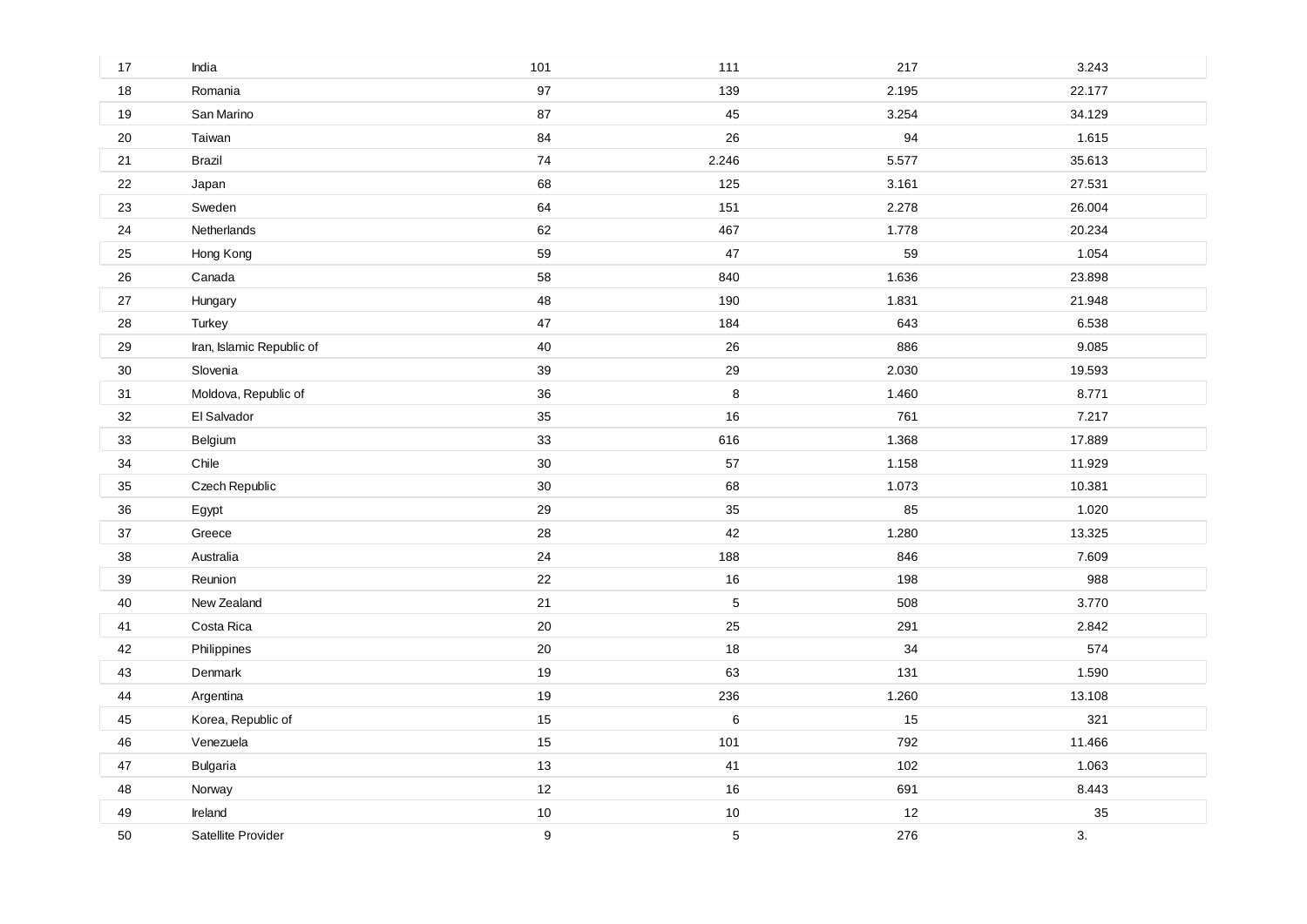| | | | | | |
|---|---|---|---|---|---|
| 17 | India | 101 | 111 | 217 | 3.243 |
| 18 | Romania | 97 | 139 | 2.195 | 22.177 |
| 19 | San Marino | 87 | 45 | 3.254 | 34.129 |
| 20 | Taiwan | 84 | 26 | 94 | 1.615 |
| 21 | Brazil | 74 | 2.246 | 5.577 | 35.613 |
| 22 | Japan | 68 | 125 | 3.161 | 27.531 |
| 23 | Sweden | 64 | 151 | 2.278 | 26.004 |
| 24 | Netherlands | 62 | 467 | 1.778 | 20.234 |
| 25 | Hong Kong | 59 | 47 | 59 | 1.054 |
| 26 | Canada | 58 | 840 | 1.636 | 23.898 |
| 27 | Hungary | 48 | 190 | 1.831 | 21.948 |
| 28 | Turkey | 47 | 184 | 643 | 6.538 |
| 29 | Iran, Islamic Republic of | 40 | 26 | 886 | 9.085 |
| 30 | Slovenia | 39 | 29 | 2.030 | 19.593 |
| 31 | Moldova, Republic of | 36 | 8 | 1.460 | 8.771 |
| 32 | El Salvador | 35 | 16 | 761 | 7.217 |
| 33 | Belgium | 33 | 616 | 1.368 | 17.889 |
| 34 | Chile | 30 | 57 | 1.158 | 11.929 |
| 35 | Czech Republic | 30 | 68 | 1.073 | 10.381 |
| 36 | Egypt | 29 | 35 | 85 | 1.020 |
| 37 | Greece | 28 | 42 | 1.280 | 13.325 |
| 38 | Australia | 24 | 188 | 846 | 7.609 |
| 39 | Reunion | 22 | 16 | 198 | 988 |
| 40 | New Zealand | 21 | 5 | 508 | 3.770 |
| 41 | Costa Rica | 20 | 25 | 291 | 2.842 |
| 42 | Philippines | 20 | 18 | 34 | 574 |
| 43 | Denmark | 19 | 63 | 131 | 1.590 |
| 44 | Argentina | 19 | 236 | 1.260 | 13.108 |
| 45 | Korea, Republic of | 15 | 6 | 15 | 321 |
| 46 | Venezuela | 15 | 101 | 792 | 11.466 |
| 47 | Bulgaria | 13 | 41 | 102 | 1.063 |
| 48 | Norway | 12 | 16 | 691 | 8.443 |
| 49 | Ireland | 10 | 10 | 12 | 35 |
| 50 | Satellite Provider | 9 | 5 | 276 | 3. |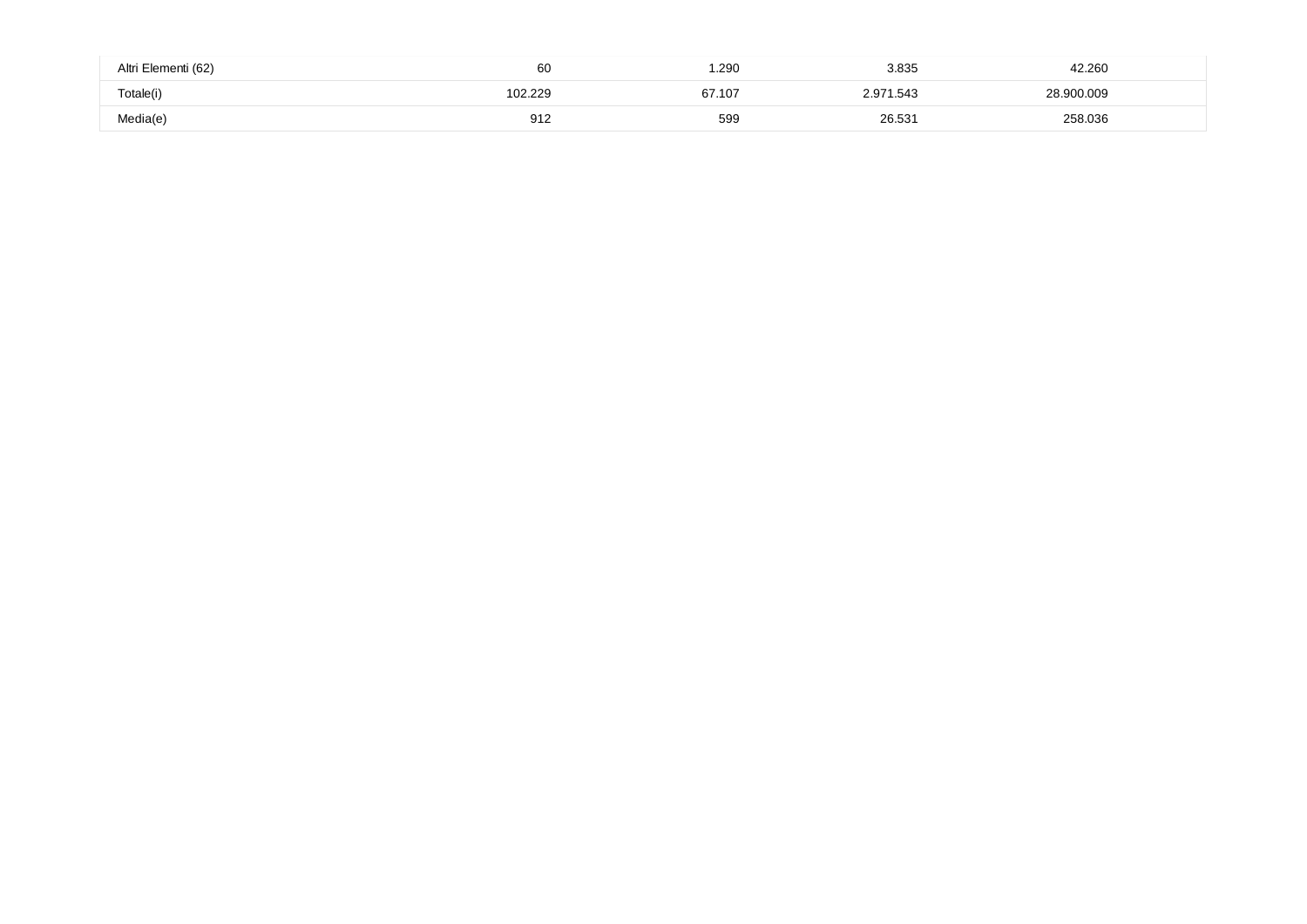| | | | | |
|---|---|---|---|---|
| Altri Elementi (62) | 60 | 1.290 | 3.835 | 42.260 |
| Totale(i) | 102.229 | 67.107 | 2.971.543 | 28.900.009 |
| Media(e) | 912 | 599 | 26.531 | 258.036 |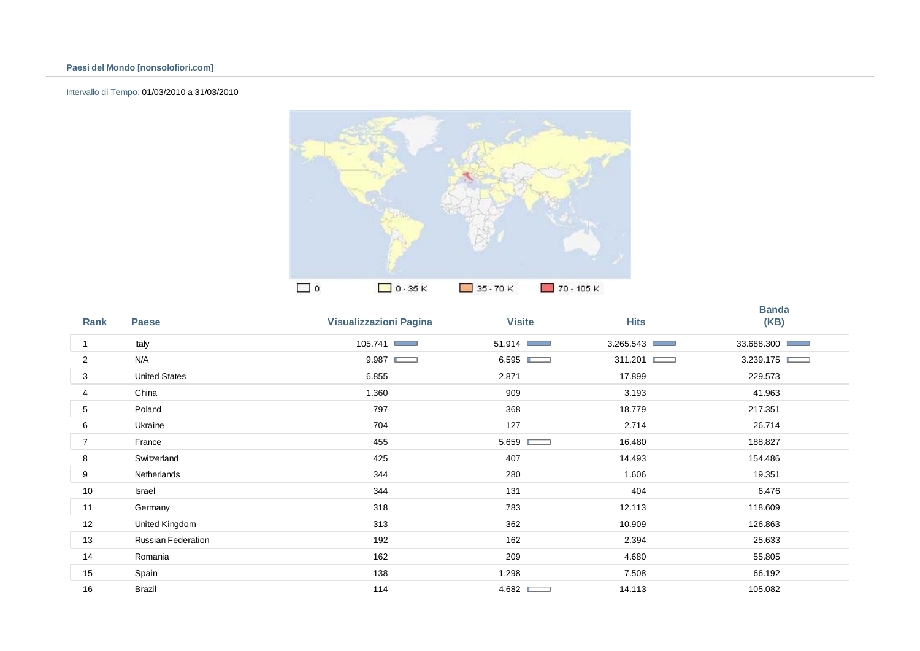**Paesi del Mondo [nonsolofiori.com]**

Intervallo di Tempo: 01/03/2010 a 31/03/2010

0 | 0 - 35 K | 35 - 70 K | 70 - 105 K

| Rank | Paese | Visualizzazioni Pagina | Visite | Hits | Banda (KB) |
|---|---|---|---|---|---|
| 1 | Italy | 105.741 | 51.914 | 3.265.543 | 33.688.300 |
| 2 | N/A | 9.987 | 6.595 | 311.201 | 3.239.175 |
| 3 | United States | 6.855 | 2.871 | 17.899 | 229.573 |
| 4 | China | 1.360 | 909 | 3.193 | 41.963 |
| 5 | Poland | 797 | 368 | 18.779 | 217.351 |
| 6 | Ukraine | 704 | 127 | 2.714 | 26.714 |
| 7 | France | 455 | 5.659 | 16.480 | 188.827 |
| 8 | Switzerland | 425 | 407 | 14.493 | 154.486 |
| 9 | Netherlands | 344 | 280 | 1.606 | 19.351 |
| 10 | Israel | 344 | 131 | 404 | 6.476 |
| 11 | Germany | 318 | 783 | 12.113 | 118.609 |
| 12 | United Kingdom | 313 | 362 | 10.909 | 126.863 |
| 13 | Russian Federation | 192 | 162 | 2.394 | 25.633 |
| 14 | Romania | 162 | 209 | 4.680 | 55.805 |
| 15 | Spain | 138 | 1.298 | 7.508 | 66.192 |
| 16 | Brazil | 114 | 4.682 | 14.113 | 105.082 |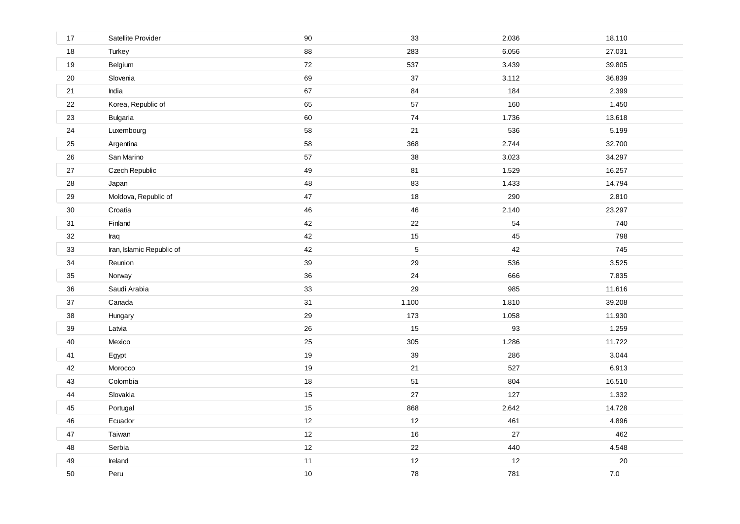| | | | | | |
|---|---|---|---|---|---|
| 17 | Satellite Provider | 90 | 33 | 2.036 | 18.110 |
| 18 | Turkey | 88 | 283 | 6.056 | 27.031 |
| 19 | Belgium | 72 | 537 | 3.439 | 39.805 |
| 20 | Slovenia | 69 | 37 | 3.112 | 36.839 |
| 21 | India | 67 | 84 | 184 | 2.399 |
| 22 | Korea, Republic of | 65 | 57 | 160 | 1.450 |
| 23 | Bulgaria | 60 | 74 | 1.736 | 13.618 |
| 24 | Luxembourg | 58 | 21 | 536 | 5.199 |
| 25 | Argentina | 58 | 368 | 2.744 | 32.700 |
| 26 | San Marino | 57 | 38 | 3.023 | 34.297 |
| 27 | Czech Republic | 49 | 81 | 1.529 | 16.257 |
| 28 | Japan | 48 | 83 | 1.433 | 14.794 |
| 29 | Moldova, Republic of | 47 | 18 | 290 | 2.810 |
| 30 | Croatia | 46 | 46 | 2.140 | 23.297 |
| 31 | Finland | 42 | 22 | 54 | 740 |
| 32 | Iraq | 42 | 15 | 45 | 798 |
| 33 | Iran, Islamic Republic of | 42 | 5 | 42 | 745 |
| 34 | Reunion | 39 | 29 | 536 | 3.525 |
| 35 | Norway | 36 | 24 | 666 | 7.835 |
| 36 | Saudi Arabia | 33 | 29 | 985 | 11.616 |
| 37 | Canada | 31 | 1.100 | 1.810 | 39.208 |
| 38 | Hungary | 29 | 173 | 1.058 | 11.930 |
| 39 | Latvia | 26 | 15 | 93 | 1.259 |
| 40 | Mexico | 25 | 305 | 1.286 | 11.722 |
| 41 | Egypt | 19 | 39 | 286 | 3.044 |
| 42 | Morocco | 19 | 21 | 527 | 6.913 |
| 43 | Colombia | 18 | 51 | 804 | 16.510 |
| 44 | Slovakia | 15 | 27 | 127 | 1.332 |
| 45 | Portugal | 15 | 868 | 2.642 | 14.728 |
| 46 | Ecuador | 12 | 12 | 461 | 4.896 |
| 47 | Taiwan | 12 | 16 | 27 | 462 |
| 48 | Serbia | 12 | 22 | 440 | 4.548 |
| 49 | Ireland | 11 | 12 | 12 | 20 |
| 50 | Peru | 10 | 78 | 781 | 7.0 |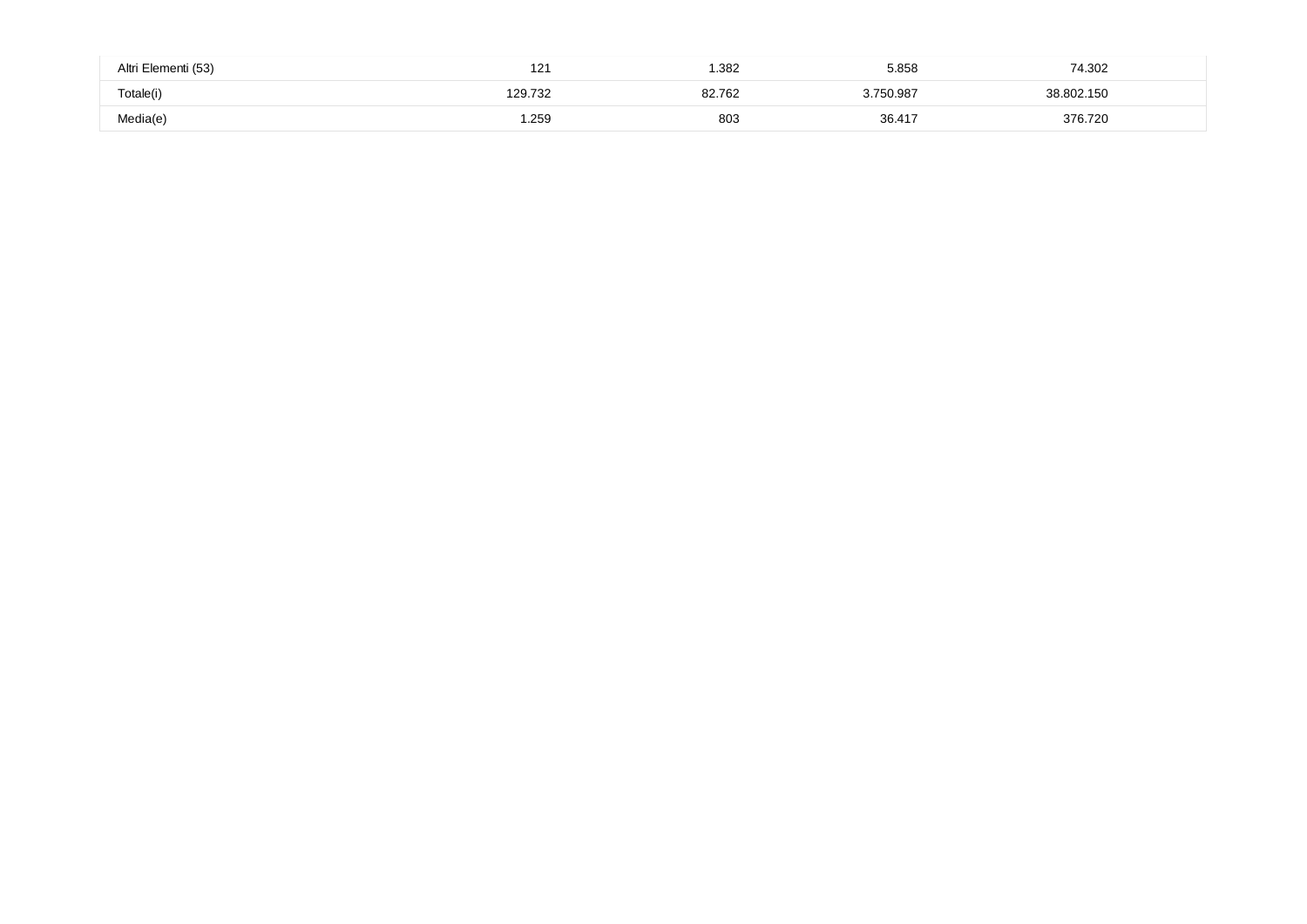| | | | | |
|---|---|---|---|---|
| Altri Elementi (53) | 121 | 1.382 | 5.858 | 74.302 |
| Totale(i) | 129.732 | 82.762 | 3.750.987 | 38.802.150 |
| Media(e) | 1.259 | 803 | 36.417 | 376.720 |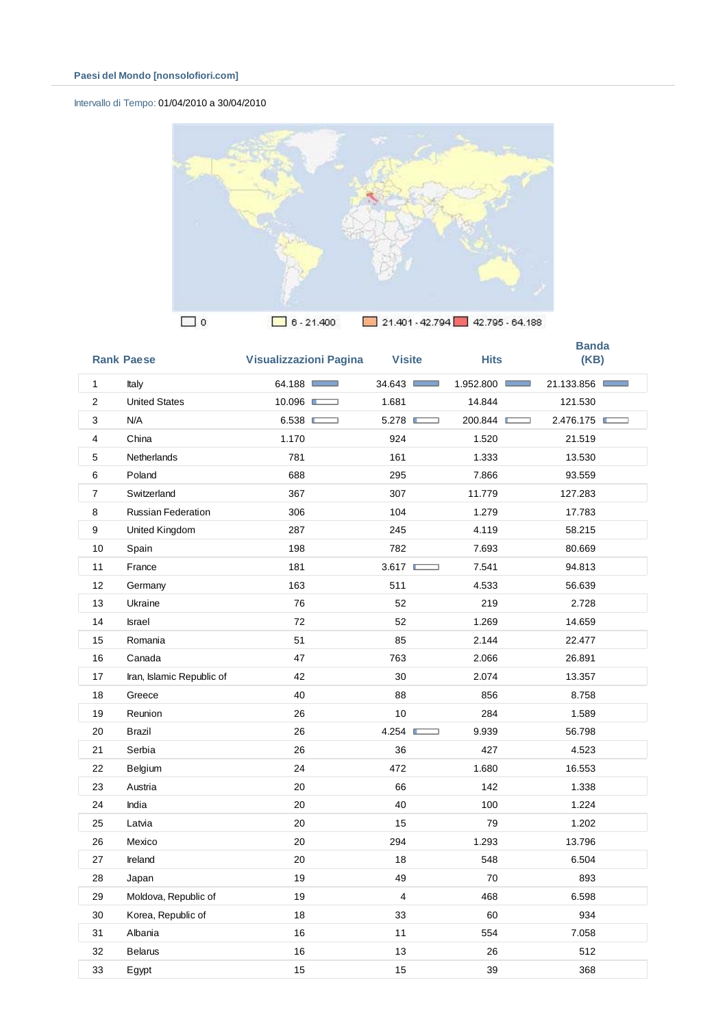### Paesi del Mondo [nonsolofiori.com]

Intervallo di Tempo: 01/04/2010 a 30/04/2010

0 | 6 - 21.400 | 21.401 - 42.794 | 42.795 - 64.188

| Rank | Paese | Visualizzazioni Pagina | Visite | Hits | Banda (KB) |
|---|---|---|---|---|---|
| 1 | Italy | 64.188 | 34.643 | 1.952.800 | 21.133.856 |
| 2 | United States | 10.096 | 1.681 | 14.844 | 121.530 |
| 3 | N/A | 6.538 | 5.278 | 200.844 | 2.476.175 |
| 4 | China | 1.170 | 924 | 1.520 | 21.519 |
| 5 | Netherlands | 781 | 161 | 1.333 | 13.530 |
| 6 | Poland | 688 | 295 | 7.866 | 93.559 |
| 7 | Switzerland | 367 | 307 | 11.779 | 127.283 |
| 8 | Russian Federation | 306 | 104 | 1.279 | 17.783 |
| 9 | United Kingdom | 287 | 245 | 4.119 | 58.215 |
| 10 | Spain | 198 | 782 | 7.693 | 80.669 |
| 11 | France | 181 | 3.617 | 7.541 | 94.813 |
| 12 | Germany | 163 | 511 | 4.533 | 56.639 |
| 13 | Ukraine | 76 | 52 | 219 | 2.728 |
| 14 | Israel | 72 | 52 | 1.269 | 14.659 |
| 15 | Romania | 51 | 85 | 2.144 | 22.477 |
| 16 | Canada | 47 | 763 | 2.066 | 26.891 |
| 17 | Iran, Islamic Republic of | 42 | 30 | 2.074 | 13.357 |
| 18 | Greece | 40 | 88 | 856 | 8.758 |
| 19 | Reunion | 26 | 10 | 284 | 1.589 |
| 20 | Brazil | 26 | 4.254 | 9.939 | 56.798 |
| 21 | Serbia | 26 | 36 | 427 | 4.523 |
| 22 | Belgium | 24 | 472 | 1.680 | 16.553 |
| 23 | Austria | 20 | 66 | 142 | 1.338 |
| 24 | India | 20 | 40 | 100 | 1.224 |
| 25 | Latvia | 20 | 15 | 79 | 1.202 |
| 26 | Mexico | 20 | 294 | 1.293 | 13.796 |
| 27 | Ireland | 20 | 18 | 548 | 6.504 |
| 28 | Japan | 19 | 49 | 70 | 893 |
| 29 | Moldova, Republic of | 19 | 4 | 468 | 6.598 |
| 30 | Korea, Republic of | 18 | 33 | 60 | 934 |
| 31 | Albania | 16 | 11 | 554 | 7.058 |
| 32 | Belarus | 16 | 13 | 26 | 512 |
| 33 | Egypt | 15 | 15 | 39 | 368 |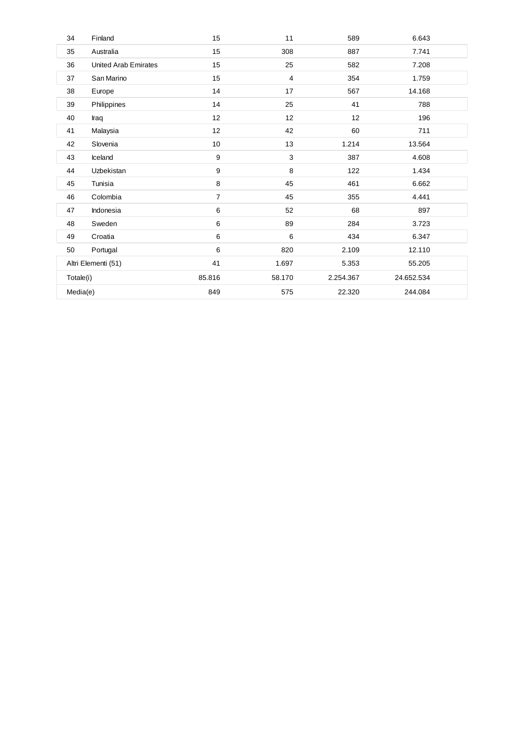| | | | | | |
|---|---|---|---|---|---|
| 34 | Finland | 15 | 11 | 589 | 6.643 |
| 35 | Australia | 15 | 308 | 887 | 7.741 |
| 36 | United Arab Emirates | 15 | 25 | 582 | 7.208 |
| 37 | San Marino | 15 | 4 | 354 | 1.759 |
| 38 | Europe | 14 | 17 | 567 | 14.168 |
| 39 | Philippines | 14 | 25 | 41 | 788 |
| 40 | Iraq | 12 | 12 | 12 | 196 |
| 41 | Malaysia | 12 | 42 | 60 | 711 |
| 42 | Slovenia | 10 | 13 | 1.214 | 13.564 |
| 43 | Iceland | 9 | 3 | 387 | 4.608 |
| 44 | Uzbekistan | 9 | 8 | 122 | 1.434 |
| 45 | Tunisia | 8 | 45 | 461 | 6.662 |
| 46 | Colombia | 7 | 45 | 355 | 4.441 |
| 47 | Indonesia | 6 | 52 | 68 | 897 |
| 48 | Sweden | 6 | 89 | 284 | 3.723 |
| 49 | Croatia | 6 | 6 | 434 | 6.347 |
| 50 | Portugal | 6 | 820 | 2.109 | 12.110 |
| Altri Elementi (51) | | 41 | 1.697 | 5.353 | 55.205 |
| Totale(i) | | 85.816 | 58.170 | 2.254.367 | 24.652.534 |
| Media(e) | | 849 | 575 | 22.320 | 244.084 |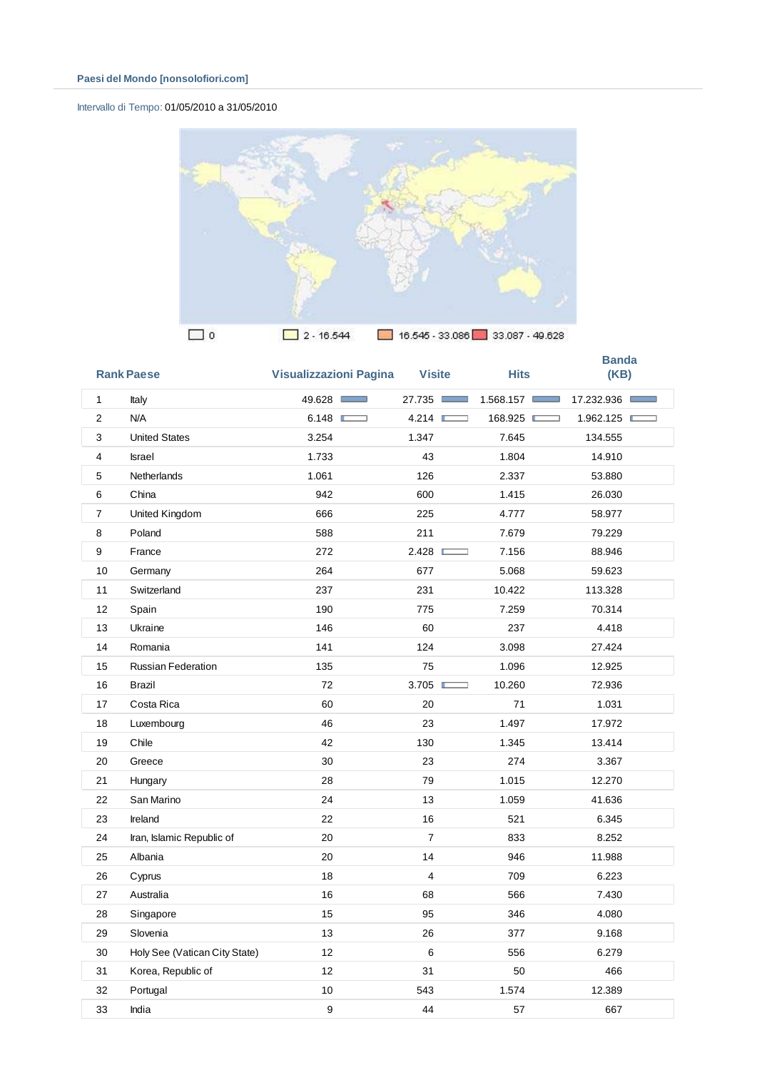**Paesi del Mondo [nonsolofiori.com]**

Intervallo di Tempo: 01/05/2010 a 31/05/2010

0 | 2 - 16.544 | 16.545 - 33.086 | 33.087 - 49.628

| Rank | Paese | Visualizzazioni Pagina | Visite | Hits | Banda (KB) |
|---|---|---|---|---|---|
| 1 | Italy | 49.628 | 27.735 | 1.568.157 | 17.232.936 |
| 2 | N/A | 6.148 | 4.214 | 168.925 | 1.962.125 |
| 3 | United States | 3.254 | 1.347 | 7.645 | 134.555 |
| 4 | Israel | 1.733 | 43 | 1.804 | 14.910 |
| 5 | Netherlands | 1.061 | 126 | 2.337 | 53.880 |
| 6 | China | 942 | 600 | 1.415 | 26.030 |
| 7 | United Kingdom | 666 | 225 | 4.777 | 58.977 |
| 8 | Poland | 588 | 211 | 7.679 | 79.229 |
| 9 | France | 272 | 2.428 | 7.156 | 88.946 |
| 10 | Germany | 264 | 677 | 5.068 | 59.623 |
| 11 | Switzerland | 237 | 231 | 10.422 | 113.328 |
| 12 | Spain | 190 | 775 | 7.259 | 70.314 |
| 13 | Ukraine | 146 | 60 | 237 | 4.418 |
| 14 | Romania | 141 | 124 | 3.098 | 27.424 |
| 15 | Russian Federation | 135 | 75 | 1.096 | 12.925 |
| 16 | Brazil | 72 | 3.705 | 10.260 | 72.936 |
| 17 | Costa Rica | 60 | 20 | 71 | 1.031 |
| 18 | Luxembourg | 46 | 23 | 1.497 | 17.972 |
| 19 | Chile | 42 | 130 | 1.345 | 13.414 |
| 20 | Greece | 30 | 23 | 274 | 3.367 |
| 21 | Hungary | 28 | 79 | 1.015 | 12.270 |
| 22 | San Marino | 24 | 13 | 1.059 | 41.636 |
| 23 | Ireland | 22 | 16 | 521 | 6.345 |
| 24 | Iran, Islamic Republic of | 20 | 7 | 833 | 8.252 |
| 25 | Albania | 20 | 14 | 946 | 11.988 |
| 26 | Cyprus | 18 | 4 | 709 | 6.223 |
| 27 | Australia | 16 | 68 | 566 | 7.430 |
| 28 | Singapore | 15 | 95 | 346 | 4.080 |
| 29 | Slovenia | 13 | 26 | 377 | 9.168 |
| 30 | Holy See (Vatican City State) | 12 | 6 | 556 | 6.279 |
| 31 | Korea, Republic of | 12 | 31 | 50 | 466 |
| 32 | Portugal | 10 | 543 | 1.574 | 12.389 |
| 33 | India | 9 | 44 | 57 | 667 |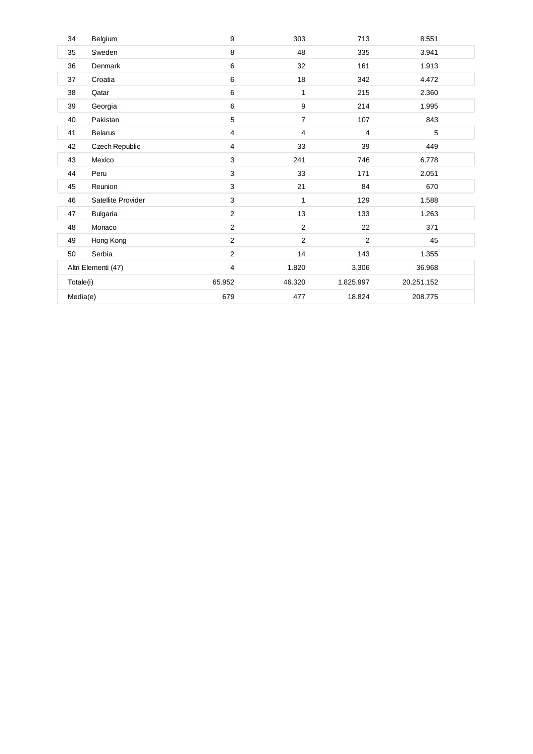| 34 | Belgium | 9 | 303 | 713 | 8.551 |
|---|---|---|---|---|---|
| 35 | Sweden | 8 | 48 | 335 | 3.941 |
| 36 | Denmark | 6 | 32 | 161 | 1.913 |
| 37 | Croatia | 6 | 18 | 342 | 4.472 |
| 38 | Qatar | 6 | 1 | 215 | 2.360 |
| 39 | Georgia | 6 | 9 | 214 | 1.995 |
| 40 | Pakistan | 5 | 7 | 107 | 843 |
| 41 | Belarus | 4 | 4 | 4 | 5 |
| 42 | Czech Republic | 4 | 33 | 39 | 449 |
| 43 | Mexico | 3 | 241 | 746 | 6.778 |
| 44 | Peru | 3 | 33 | 171 | 2.051 |
| 45 | Reunion | 3 | 21 | 84 | 670 |
| 46 | Satellite Provider | 3 | 1 | 129 | 1.588 |
| 47 | Bulgaria | 2 | 13 | 133 | 1.263 |
| 48 | Monaco | 2 | 2 | 22 | 371 |
| 49 | Hong Kong | 2 | 2 | 2 | 45 |
| 50 | Serbia | 2 | 14 | 143 | 1.355 |
| Altri Elementi (47) | | 4 | 1.820 | 3.306 | 36.968 |
| Totale(i) | | 65.952 | 46.320 | 1.825.997 | 20.251.152 |
| Media(e) | | 679 | 477 | 18.824 | 208.775 |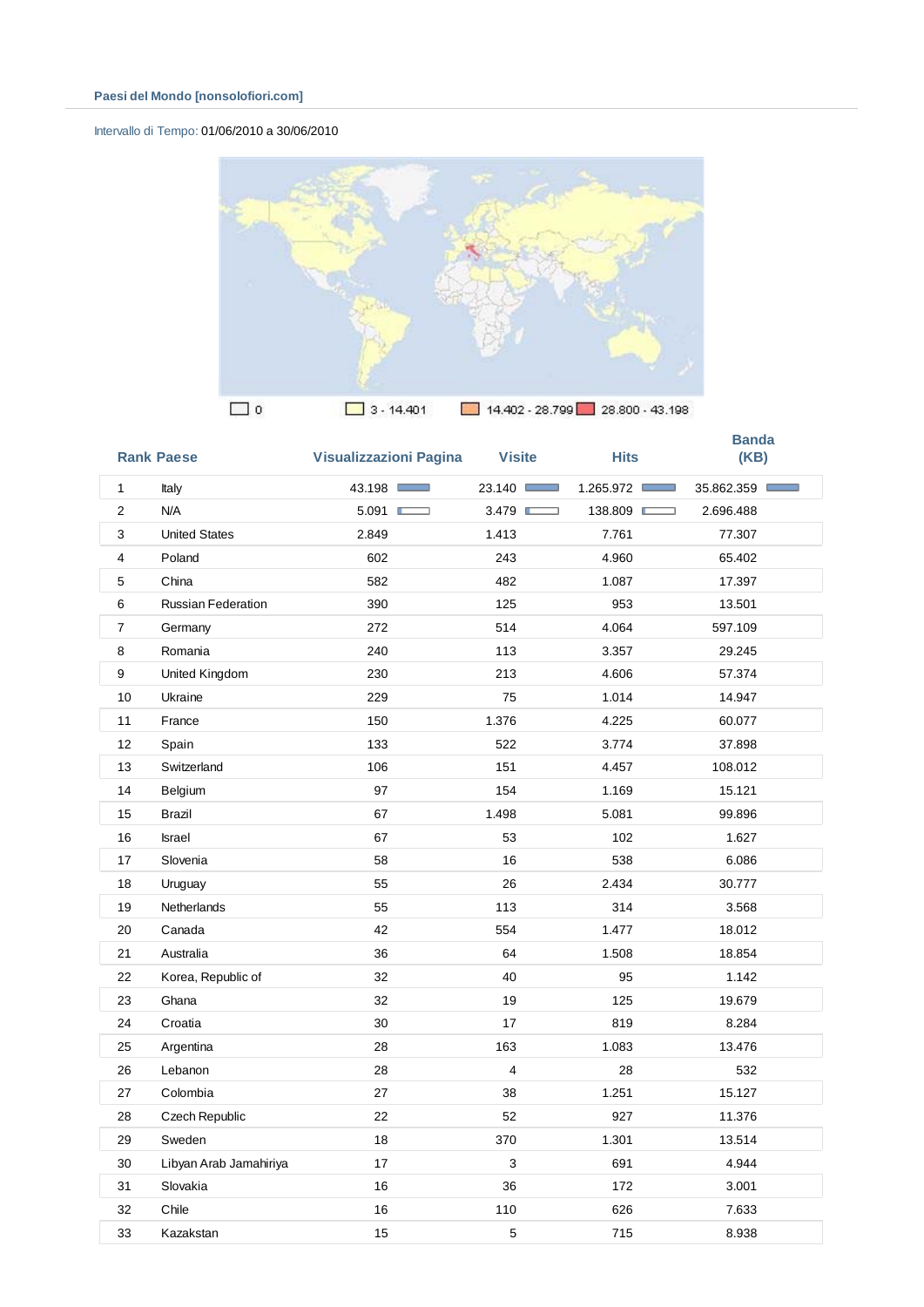Paesi del Mondo [nonsolofiori.com]

Intervallo di Tempo: 01/06/2010 a 30/06/2010

0 | 3 - 14.401 | 14.402 - 28.799 | 28.800 - 43.198

| Rank | Paese | Visualizzazioni Pagina | Visite | Hits | Banda (KB) |
|---|---|---|---|---|---|
| 1 | Italy | 43.198 | 23.140 | 1.265.972 | 35.862.359 |
| 2 | N/A | 5.091 | 3.479 | 138.809 | 2.696.488 |
| 3 | United States | 2.849 | 1.413 | 7.761 | 77.307 |
| 4 | Poland | 602 | 243 | 4.960 | 65.402 |
| 5 | China | 582 | 482 | 1.087 | 17.397 |
| 6 | Russian Federation | 390 | 125 | 953 | 13.501 |
| 7 | Germany | 272 | 514 | 4.064 | 597.109 |
| 8 | Romania | 240 | 113 | 3.357 | 29.245 |
| 9 | United Kingdom | 230 | 213 | 4.606 | 57.374 |
| 10 | Ukraine | 229 | 75 | 1.014 | 14.947 |
| 11 | France | 150 | 1.376 | 4.225 | 60.077 |
| 12 | Spain | 133 | 522 | 3.774 | 37.898 |
| 13 | Switzerland | 106 | 151 | 4.457 | 108.012 |
| 14 | Belgium | 97 | 154 | 1.169 | 15.121 |
| 15 | Brazil | 67 | 1.498 | 5.081 | 99.896 |
| 16 | Israel | 67 | 53 | 102 | 1.627 |
| 17 | Slovenia | 58 | 16 | 538 | 6.086 |
| 18 | Uruguay | 55 | 26 | 2.434 | 30.777 |
| 19 | Netherlands | 55 | 113 | 314 | 3.568 |
| 20 | Canada | 42 | 554 | 1.477 | 18.012 |
| 21 | Australia | 36 | 64 | 1.508 | 18.854 |
| 22 | Korea, Republic of | 32 | 40 | 95 | 1.142 |
| 23 | Ghana | 32 | 19 | 125 | 19.679 |
| 24 | Croatia | 30 | 17 | 819 | 8.284 |
| 25 | Argentina | 28 | 163 | 1.083 | 13.476 |
| 26 | Lebanon | 28 | 4 | 28 | 532 |
| 27 | Colombia | 27 | 38 | 1.251 | 15.127 |
| 28 | Czech Republic | 22 | 52 | 927 | 11.376 |
| 29 | Sweden | 18 | 370 | 1.301 | 13.514 |
| 30 | Libyan Arab Jamahiriya | 17 | 3 | 691 | 4.944 |
| 31 | Slovakia | 16 | 36 | 172 | 3.001 |
| 32 | Chile | 16 | 110 | 626 | 7.633 |
| 33 | Kazakstan | 15 | 5 | 715 | 8.938 |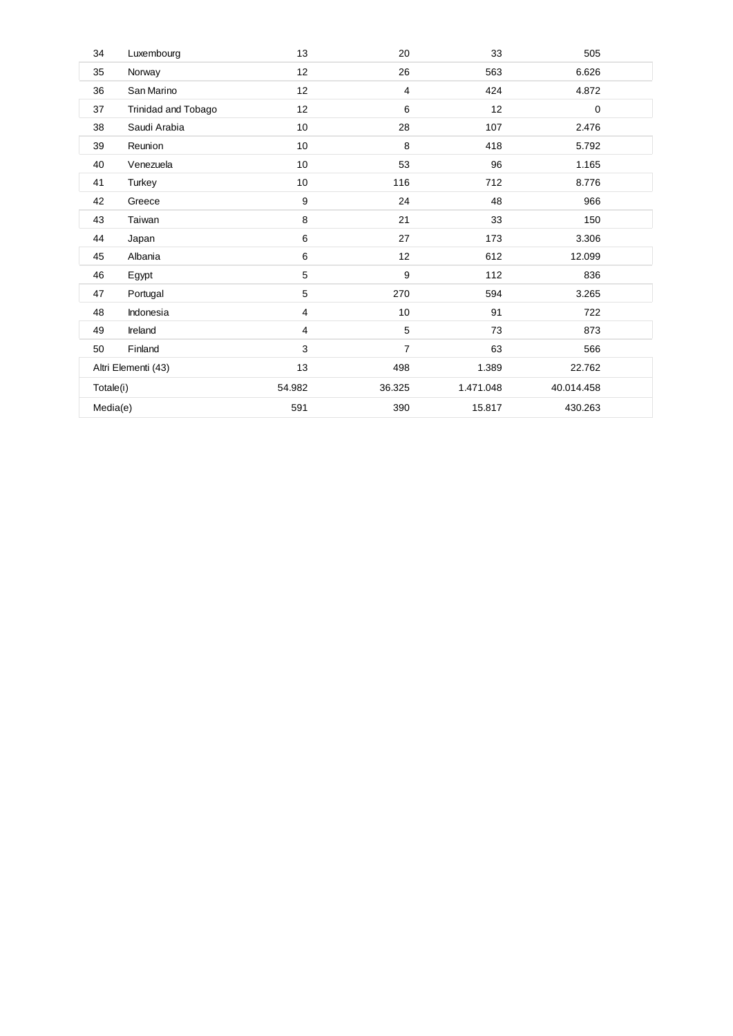| 34 | Luxembourg | 13 | 20 | 33 | 505 |
|---|---|---|---|---|---|
| 35 | Norway | 12 | 26 | 563 | 6.626 |
| 36 | San Marino | 12 | 4 | 424 | 4.872 |
| 37 | Trinidad and Tobago | 12 | 6 | 12 | 0 |
| 38 | Saudi Arabia | 10 | 28 | 107 | 2.476 |
| 39 | Reunion | 10 | 8 | 418 | 5.792 |
| 40 | Venezuela | 10 | 53 | 96 | 1.165 |
| 41 | Turkey | 10 | 116 | 712 | 8.776 |
| 42 | Greece | 9 | 24 | 48 | 966 |
| 43 | Taiwan | 8 | 21 | 33 | 150 |
| 44 | Japan | 6 | 27 | 173 | 3.306 |
| 45 | Albania | 6 | 12 | 612 | 12.099 |
| 46 | Egypt | 5 | 9 | 112 | 836 |
| 47 | Portugal | 5 | 270 | 594 | 3.265 |
| 48 | Indonesia | 4 | 10 | 91 | 722 |
| 49 | Ireland | 4 | 5 | 73 | 873 |
| 50 | Finland | 3 | 7 | 63 | 566 |
| Altri Elementi (43) | | 13 | 498 | 1.389 | 22.762 |
| Totale(i) | | 54.982 | 36.325 | 1.471.048 | 40.014.458 |
| Media(e) | | 591 | 390 | 15.817 | 430.263 |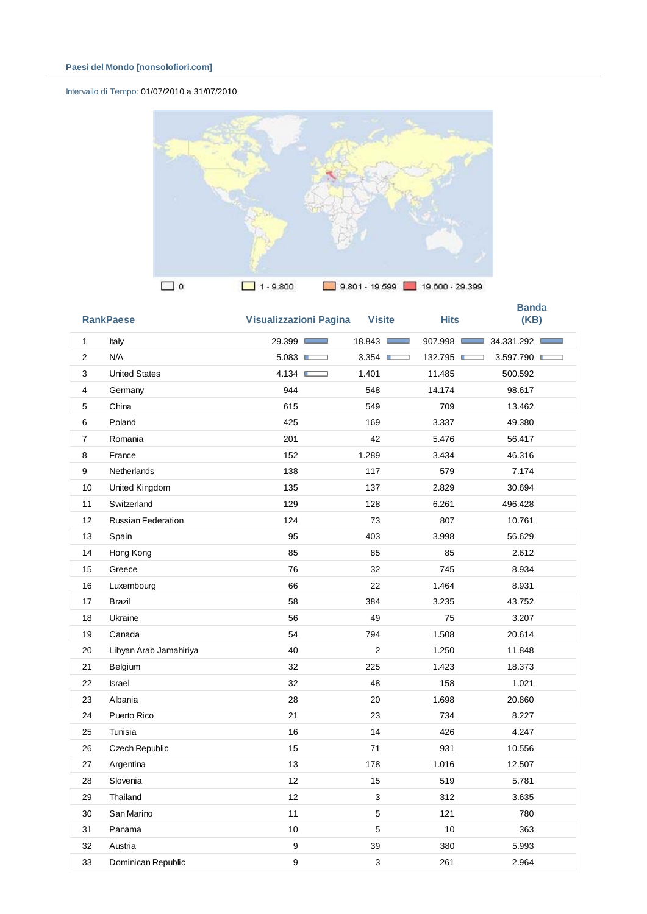**Paesi del Mondo [nonsolofiori.com]**

Intervallo di Tempo: 01/07/2010 a 31/07/2010

0 | 1 - 9.800 | 9.801 - 19.599 | 19.600 - 29.399

| Rank | Paese | Visualizzazioni Pagina | Visite | Hits | Banda (KB) |
|---|---|---|---|---|---|
| 1 | Italy | 29.399 | 18.843 | 907.998 | 34.331.292 |
| 2 | N/A | 5.083 | 3.354 | 132.795 | 3.597.790 |
| 3 | United States | 4.134 | 1.401 | 11.485 | 500.592 |
| 4 | Germany | 944 | 548 | 14.174 | 98.617 |
| 5 | China | 615 | 549 | 709 | 13.462 |
| 6 | Poland | 425 | 169 | 3.337 | 49.380 |
| 7 | Romania | 201 | 42 | 5.476 | 56.417 |
| 8 | France | 152 | 1.289 | 3.434 | 46.316 |
| 9 | Netherlands | 138 | 117 | 579 | 7.174 |
| 10 | United Kingdom | 135 | 137 | 2.829 | 30.694 |
| 11 | Switzerland | 129 | 128 | 6.261 | 496.428 |
| 12 | Russian Federation | 124 | 73 | 807 | 10.761 |
| 13 | Spain | 95 | 403 | 3.998 | 56.629 |
| 14 | Hong Kong | 85 | 85 | 85 | 2.612 |
| 15 | Greece | 76 | 32 | 745 | 8.934 |
| 16 | Luxembourg | 66 | 22 | 1.464 | 8.931 |
| 17 | Brazil | 58 | 384 | 3.235 | 43.752 |
| 18 | Ukraine | 56 | 49 | 75 | 3.207 |
| 19 | Canada | 54 | 794 | 1.508 | 20.614 |
| 20 | Libyan Arab Jamahiriya | 40 | 2 | 1.250 | 11.848 |
| 21 | Belgium | 32 | 225 | 1.423 | 18.373 |
| 22 | Israel | 32 | 48 | 158 | 1.021 |
| 23 | Albania | 28 | 20 | 1.698 | 20.860 |
| 24 | Puerto Rico | 21 | 23 | 734 | 8.227 |
| 25 | Tunisia | 16 | 14 | 426 | 4.247 |
| 26 | Czech Republic | 15 | 71 | 931 | 10.556 |
| 27 | Argentina | 13 | 178 | 1.016 | 12.507 |
| 28 | Slovenia | 12 | 15 | 519 | 5.781 |
| 29 | Thailand | 12 | 3 | 312 | 3.635 |
| 30 | San Marino | 11 | 5 | 121 | 780 |
| 31 | Panama | 10 | 5 | 10 | 363 |
| 32 | Austria | 9 | 39 | 380 | 5.993 |
| 33 | Dominican Republic | 9 | 3 | 261 | 2.964 |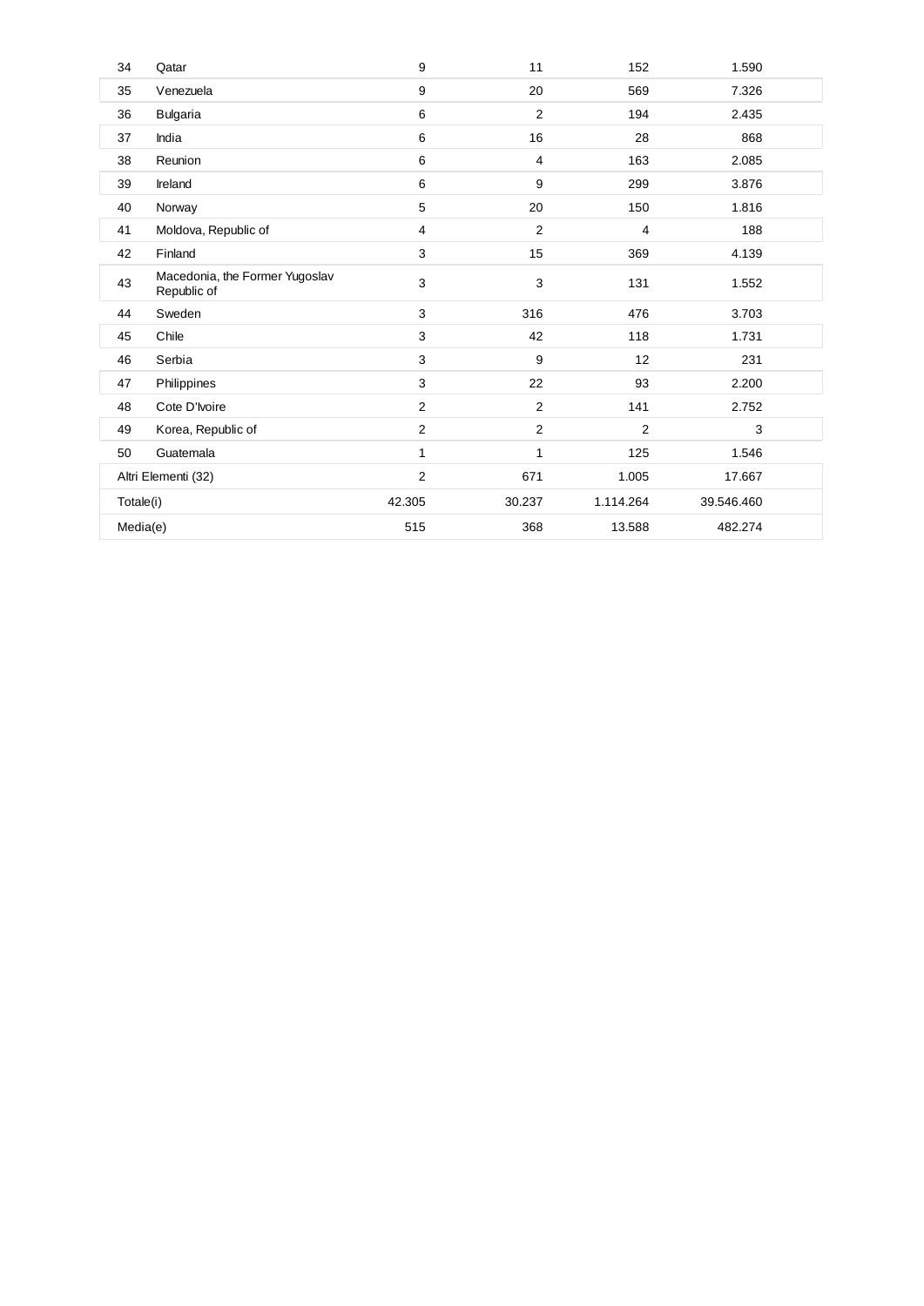| | | | | | |
|---|---|---|---|---|---|
| 34 | Qatar | 9 | 11 | 152 | 1.590 |
| 35 | Venezuela | 9 | 20 | 569 | 7.326 |
| 36 | Bulgaria | 6 | 2 | 194 | 2.435 |
| 37 | India | 6 | 16 | 28 | 868 |
| 38 | Reunion | 6 | 4 | 163 | 2.085 |
| 39 | Ireland | 6 | 9 | 299 | 3.876 |
| 40 | Norway | 5 | 20 | 150 | 1.816 |
| 41 | Moldova, Republic of | 4 | 2 | 4 | 188 |
| 42 | Finland | 3 | 15 | 369 | 4.139 |
| 43 | Macedonia, the Former Yugoslav Republic of | 3 | 3 | 131 | 1.552 |
| 44 | Sweden | 3 | 316 | 476 | 3.703 |
| 45 | Chile | 3 | 42 | 118 | 1.731 |
| 46 | Serbia | 3 | 9 | 12 | 231 |
| 47 | Philippines | 3 | 22 | 93 | 2.200 |
| 48 | Cote D'Ivoire | 2 | 2 | 141 | 2.752 |
| 49 | Korea, Republic of | 2 | 2 | 2 | 3 |
| 50 | Guatemala | 1 | 1 | 125 | 1.546 |
| Altri Elementi (32) | | 2 | 671 | 1.005 | 17.667 |
| Totale(i) | | 42.305 | 30.237 | 1.114.264 | 39.546.460 |
| Media(e) | | 515 | 368 | 13.588 | 482.274 |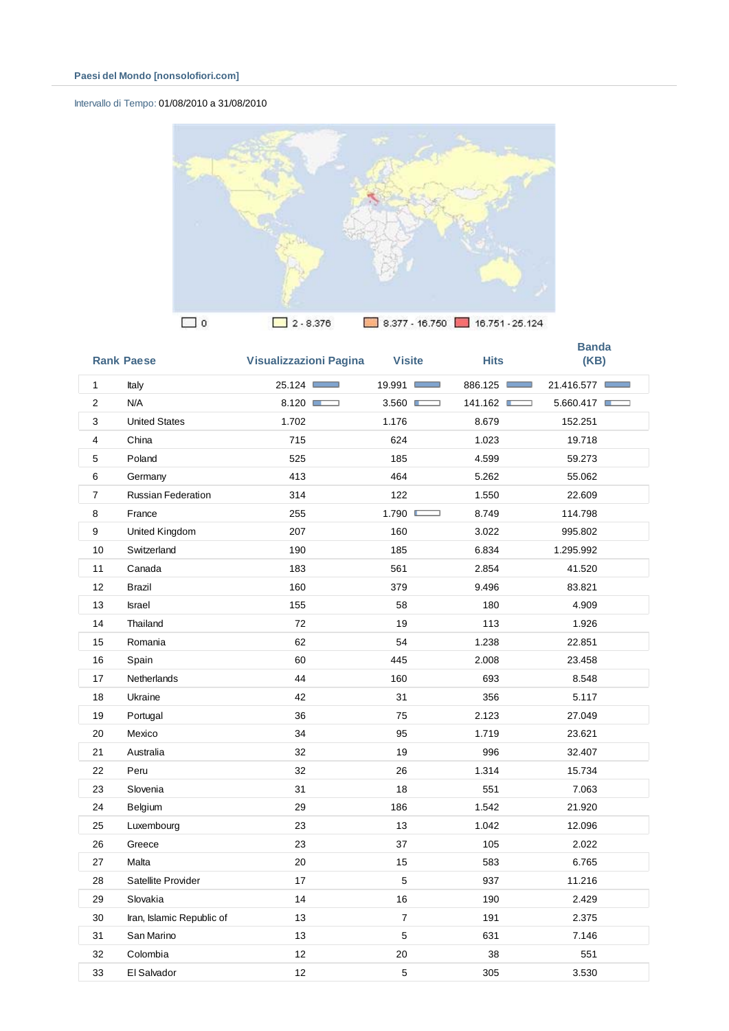**Paesi del Mondo [nonsolofiori.com]**

Intervallo di Tempo: 01/08/2010 a 31/08/2010

0 | 2 - 8.376 | 8.377 - 16.750 | 16.751 - 25.124

| Rank | Paese | Visualizzazioni Pagina | Visite | Hits | Banda (KB) |
|---|---|---|---|---|---|
| 1 | Italy | 25.124 | 19.991 | 886.125 | 21.416.577 |
| 2 | N/A | 8.120 | 3.560 | 141.162 | 5.660.417 |
| 3 | United States | 1.702 | 1.176 | 8.679 | 152.251 |
| 4 | China | 715 | 624 | 1.023 | 19.718 |
| 5 | Poland | 525 | 185 | 4.599 | 59.273 |
| 6 | Germany | 413 | 464 | 5.262 | 55.062 |
| 7 | Russian Federation | 314 | 122 | 1.550 | 22.609 |
| 8 | France | 255 | 1.790 | 8.749 | 114.798 |
| 9 | United Kingdom | 207 | 160 | 3.022 | 995.802 |
| 10 | Switzerland | 190 | 185 | 6.834 | 1.295.992 |
| 11 | Canada | 183 | 561 | 2.854 | 41.520 |
| 12 | Brazil | 160 | 379 | 9.496 | 83.821 |
| 13 | Israel | 155 | 58 | 180 | 4.909 |
| 14 | Thailand | 72 | 19 | 113 | 1.926 |
| 15 | Romania | 62 | 54 | 1.238 | 22.851 |
| 16 | Spain | 60 | 445 | 2.008 | 23.458 |
| 17 | Netherlands | 44 | 160 | 693 | 8.548 |
| 18 | Ukraine | 42 | 31 | 356 | 5.117 |
| 19 | Portugal | 36 | 75 | 2.123 | 27.049 |
| 20 | Mexico | 34 | 95 | 1.719 | 23.621 |
| 21 | Australia | 32 | 19 | 996 | 32.407 |
| 22 | Peru | 32 | 26 | 1.314 | 15.734 |
| 23 | Slovenia | 31 | 18 | 551 | 7.063 |
| 24 | Belgium | 29 | 186 | 1.542 | 21.920 |
| 25 | Luxembourg | 23 | 13 | 1.042 | 12.096 |
| 26 | Greece | 23 | 37 | 105 | 2.022 |
| 27 | Malta | 20 | 15 | 583 | 6.765 |
| 28 | Satellite Provider | 17 | 5 | 937 | 11.216 |
| 29 | Slovakia | 14 | 16 | 190 | 2.429 |
| 30 | Iran, Islamic Republic of | 13 | 7 | 191 | 2.375 |
| 31 | San Marino | 13 | 5 | 631 | 7.146 |
| 32 | Colombia | 12 | 20 | 38 | 551 |
| 33 | El Salvador | 12 | 5 | 305 | 3.530 |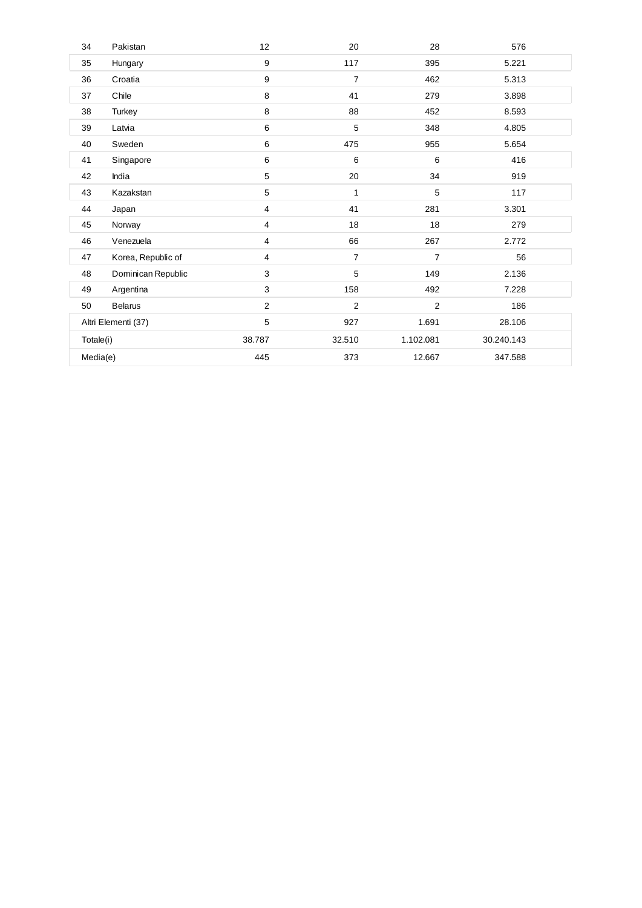| | | | | | |
|---|---|---|---|---|---|
| 34 | Pakistan | 12 | 20 | 28 | 576 |
| 35 | Hungary | 9 | 117 | 395 | 5.221 |
| 36 | Croatia | 9 | 7 | 462 | 5.313 |
| 37 | Chile | 8 | 41 | 279 | 3.898 |
| 38 | Turkey | 8 | 88 | 452 | 8.593 |
| 39 | Latvia | 6 | 5 | 348 | 4.805 |
| 40 | Sweden | 6 | 475 | 955 | 5.654 |
| 41 | Singapore | 6 | 6 | 6 | 416 |
| 42 | India | 5 | 20 | 34 | 919 |
| 43 | Kazakstan | 5 | 1 | 5 | 117 |
| 44 | Japan | 4 | 41 | 281 | 3.301 |
| 45 | Norway | 4 | 18 | 18 | 279 |
| 46 | Venezuela | 4 | 66 | 267 | 2.772 |
| 47 | Korea, Republic of | 4 | 7 | 7 | 56 |
| 48 | Dominican Republic | 3 | 5 | 149 | 2.136 |
| 49 | Argentina | 3 | 158 | 492 | 7.228 |
| 50 | Belarus | 2 | 2 | 2 | 186 |
| Altri Elementi (37) | | 5 | 927 | 1.691 | 28.106 |
| Totale(i) | | 38.787 | 32.510 | 1.102.081 | 30.240.143 |
| Media(e) | | 445 | 373 | 12.667 | 347.588 |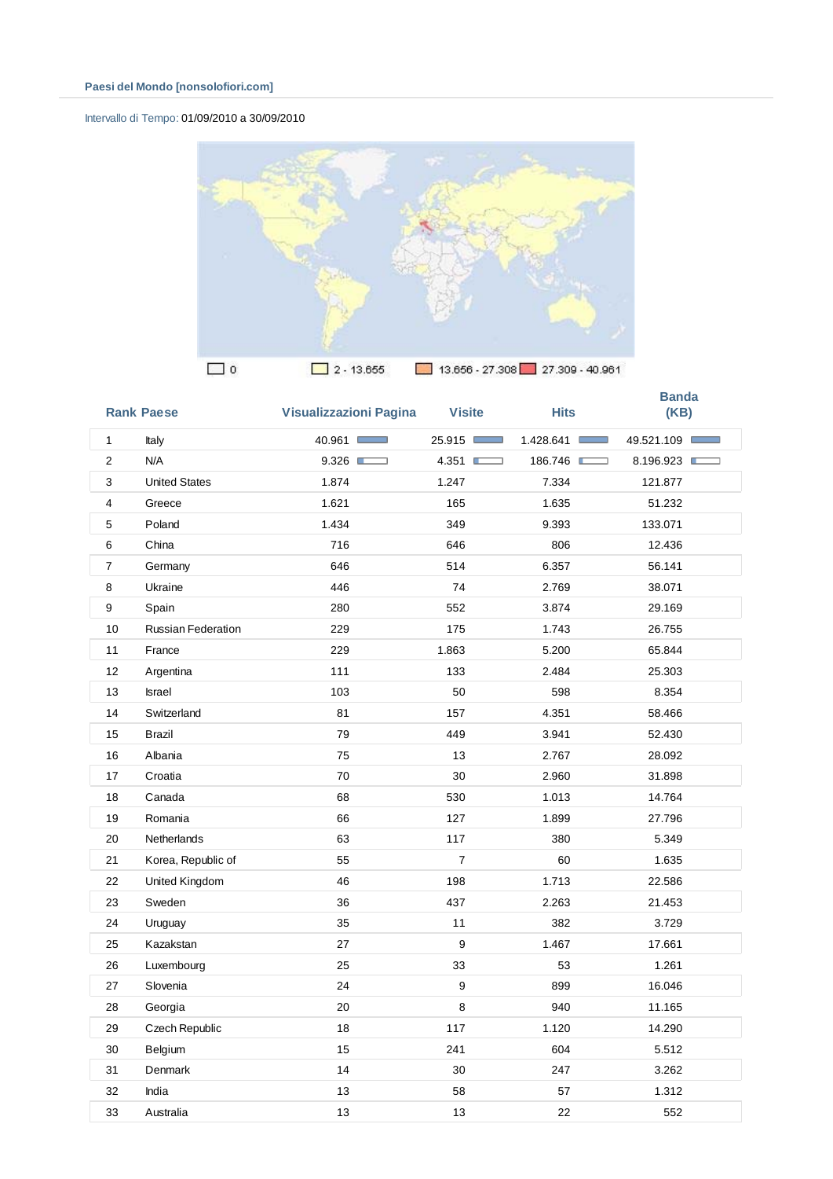**Paesi del Mondo [nonsolofiori.com]**

Intervallo di Tempo: 01/09/2010 a 30/09/2010

0 | 2 - 13.655 | 13.656 - 27.308 | 27.309 - 40.961

| Rank | Paese | Visualizzazioni Pagina | Visite | Hits | Banda (KB) |
|---|---|---|---|---|---|
| 1 | Italy | 40.961 | 25.915 | 1.428.641 | 49.521.109 |
| 2 | N/A | 9.326 | 4.351 | 186.746 | 8.196.923 |
| 3 | United States | 1.874 | 1.247 | 7.334 | 121.877 |
| 4 | Greece | 1.621 | 165 | 1.635 | 51.232 |
| 5 | Poland | 1.434 | 349 | 9.393 | 133.071 |
| 6 | China | 716 | 646 | 806 | 12.436 |
| 7 | Germany | 646 | 514 | 6.357 | 56.141 |
| 8 | Ukraine | 446 | 74 | 2.769 | 38.071 |
| 9 | Spain | 280 | 552 | 3.874 | 29.169 |
| 10 | Russian Federation | 229 | 175 | 1.743 | 26.755 |
| 11 | France | 229 | 1.863 | 5.200 | 65.844 |
| 12 | Argentina | 111 | 133 | 2.484 | 25.303 |
| 13 | Israel | 103 | 50 | 598 | 8.354 |
| 14 | Switzerland | 81 | 157 | 4.351 | 58.466 |
| 15 | Brazil | 79 | 449 | 3.941 | 52.430 |
| 16 | Albania | 75 | 13 | 2.767 | 28.092 |
| 17 | Croatia | 70 | 30 | 2.960 | 31.898 |
| 18 | Canada | 68 | 530 | 1.013 | 14.764 |
| 19 | Romania | 66 | 127 | 1.899 | 27.796 |
| 20 | Netherlands | 63 | 117 | 380 | 5.349 |
| 21 | Korea, Republic of | 55 | 7 | 60 | 1.635 |
| 22 | United Kingdom | 46 | 198 | 1.713 | 22.586 |
| 23 | Sweden | 36 | 437 | 2.263 | 21.453 |
| 24 | Uruguay | 35 | 11 | 382 | 3.729 |
| 25 | Kazakstan | 27 | 9 | 1.467 | 17.661 |
| 26 | Luxembourg | 25 | 33 | 53 | 1.261 |
| 27 | Slovenia | 24 | 9 | 899 | 16.046 |
| 28 | Georgia | 20 | 8 | 940 | 11.165 |
| 29 | Czech Republic | 18 | 117 | 1.120 | 14.290 |
| 30 | Belgium | 15 | 241 | 604 | 5.512 |
| 31 | Denmark | 14 | 30 | 247 | 3.262 |
| 32 | India | 13 | 58 | 57 | 1.312 |
| 33 | Australia | 13 | 13 | 22 | 552 |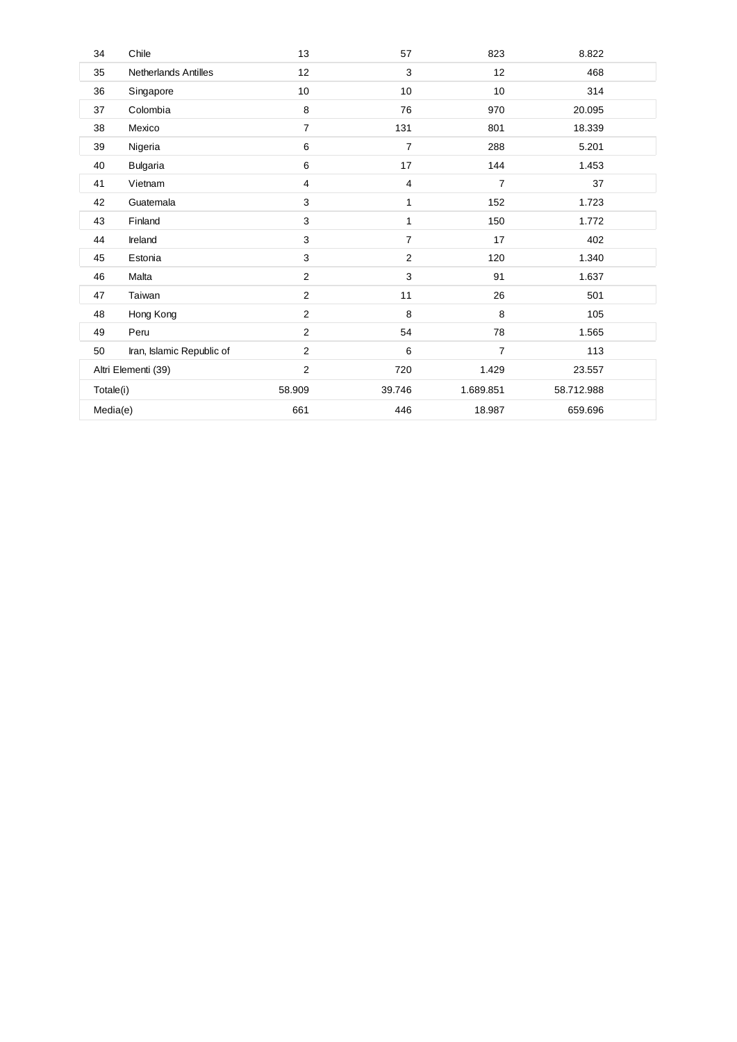| | | | | | |
|---|---|---|---|---|---|
| 34 | Chile | 13 | 57 | 823 | 8.822 |
| 35 | Netherlands Antilles | 12 | 3 | 12 | 468 |
| 36 | Singapore | 10 | 10 | 10 | 314 |
| 37 | Colombia | 8 | 76 | 970 | 20.095 |
| 38 | Mexico | 7 | 131 | 801 | 18.339 |
| 39 | Nigeria | 6 | 7 | 288 | 5.201 |
| 40 | Bulgaria | 6 | 17 | 144 | 1.453 |
| 41 | Vietnam | 4 | 4 | 7 | 37 |
| 42 | Guatemala | 3 | 1 | 152 | 1.723 |
| 43 | Finland | 3 | 1 | 150 | 1.772 |
| 44 | Ireland | 3 | 7 | 17 | 402 |
| 45 | Estonia | 3 | 2 | 120 | 1.340 |
| 46 | Malta | 2 | 3 | 91 | 1.637 |
| 47 | Taiwan | 2 | 11 | 26 | 501 |
| 48 | Hong Kong | 2 | 8 | 8 | 105 |
| 49 | Peru | 2 | 54 | 78 | 1.565 |
| 50 | Iran, Islamic Republic of | 2 | 6 | 7 | 113 |
| Altri Elementi (39) | | 2 | 720 | 1.429 | 23.557 |
| Totale(i) | | 58.909 | 39.746 | 1.689.851 | 58.712.988 |
| Media(e) | | 661 | 446 | 18.987 | 659.696 |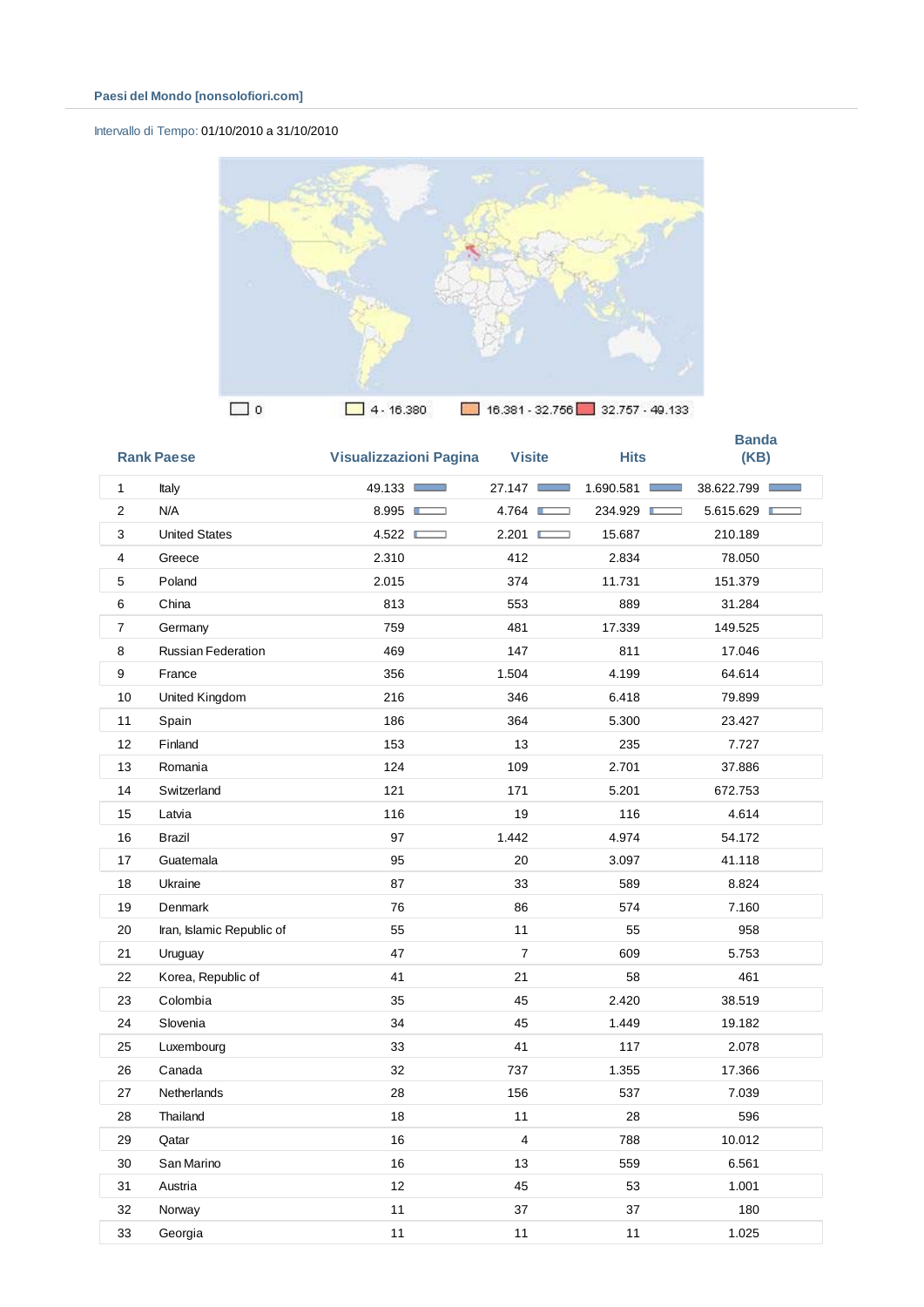**Paesi del Mondo [nonsolofiori.com]**

Intervallo di Tempo: 01/10/2010 a 31/10/2010

0 | 4 - 16.380 | 16.381 - 32.756 | 32.757 - 49.133

| Rank | Paese | Visualizzazioni Pagina | Visite | Hits | Banda (KB) |
|---|---|---|---|---|---|
| 1 | Italy | 49.133 | 27.147 | 1.690.581 | 38.622.799 |
| 2 | N/A | 8.995 | 4.764 | 234.929 | 5.615.629 |
| 3 | United States | 4.522 | 2.201 | 15.687 | 210.189 |
| 4 | Greece | 2.310 | 412 | 2.834 | 78.050 |
| 5 | Poland | 2.015 | 374 | 11.731 | 151.379 |
| 6 | China | 813 | 553 | 889 | 31.284 |
| 7 | Germany | 759 | 481 | 17.339 | 149.525 |
| 8 | Russian Federation | 469 | 147 | 811 | 17.046 |
| 9 | France | 356 | 1.504 | 4.199 | 64.614 |
| 10 | United Kingdom | 216 | 346 | 6.418 | 79.899 |
| 11 | Spain | 186 | 364 | 5.300 | 23.427 |
| 12 | Finland | 153 | 13 | 235 | 7.727 |
| 13 | Romania | 124 | 109 | 2.701 | 37.886 |
| 14 | Switzerland | 121 | 171 | 5.201 | 672.753 |
| 15 | Latvia | 116 | 19 | 116 | 4.614 |
| 16 | Brazil | 97 | 1.442 | 4.974 | 54.172 |
| 17 | Guatemala | 95 | 20 | 3.097 | 41.118 |
| 18 | Ukraine | 87 | 33 | 589 | 8.824 |
| 19 | Denmark | 76 | 86 | 574 | 7.160 |
| 20 | Iran, Islamic Republic of | 55 | 11 | 55 | 958 |
| 21 | Uruguay | 47 | 7 | 609 | 5.753 |
| 22 | Korea, Republic of | 41 | 21 | 58 | 461 |
| 23 | Colombia | 35 | 45 | 2.420 | 38.519 |
| 24 | Slovenia | 34 | 45 | 1.449 | 19.182 |
| 25 | Luxembourg | 33 | 41 | 117 | 2.078 |
| 26 | Canada | 32 | 737 | 1.355 | 17.366 |
| 27 | Netherlands | 28 | 156 | 537 | 7.039 |
| 28 | Thailand | 18 | 11 | 28 | 596 |
| 29 | Qatar | 16 | 4 | 788 | 10.012 |
| 30 | San Marino | 16 | 13 | 559 | 6.561 |
| 31 | Austria | 12 | 45 | 53 | 1.001 |
| 32 | Norway | 11 | 37 | 37 | 180 |
| 33 | Georgia | 11 | 11 | 11 | 1.025 |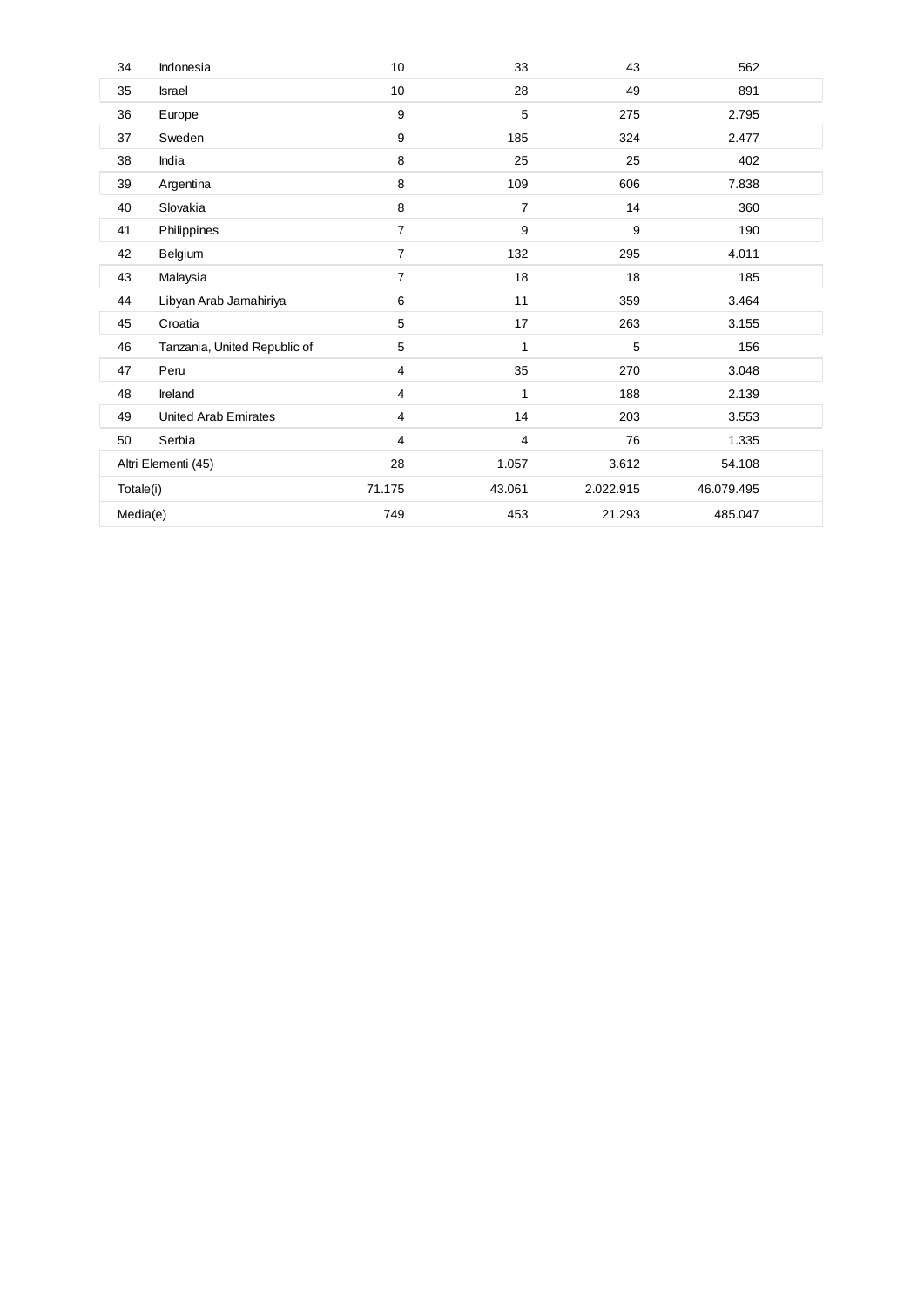| | | | | | |
|---|---|---|---|---|---|
| 34 | Indonesia | 10 | 33 | 43 | 562 |
| 35 | Israel | 10 | 28 | 49 | 891 |
| 36 | Europe | 9 | 5 | 275 | 2.795 |
| 37 | Sweden | 9 | 185 | 324 | 2.477 |
| 38 | India | 8 | 25 | 25 | 402 |
| 39 | Argentina | 8 | 109 | 606 | 7.838 |
| 40 | Slovakia | 8 | 7 | 14 | 360 |
| 41 | Philippines | 7 | 9 | 9 | 190 |
| 42 | Belgium | 7 | 132 | 295 | 4.011 |
| 43 | Malaysia | 7 | 18 | 18 | 185 |
| 44 | Libyan Arab Jamahiriya | 6 | 11 | 359 | 3.464 |
| 45 | Croatia | 5 | 17 | 263 | 3.155 |
| 46 | Tanzania, United Republic of | 5 | 1 | 5 | 156 |
| 47 | Peru | 4 | 35 | 270 | 3.048 |
| 48 | Ireland | 4 | 1 | 188 | 2.139 |
| 49 | United Arab Emirates | 4 | 14 | 203 | 3.553 |
| 50 | Serbia | 4 | 4 | 76 | 1.335 |
| Altri Elementi (45) | | 28 | 1.057 | 3.612 | 54.108 |
| Totale(i) | | 71.175 | 43.061 | 2.022.915 | 46.079.495 |
| Media(e) | | 749 | 453 | 21.293 | 485.047 |